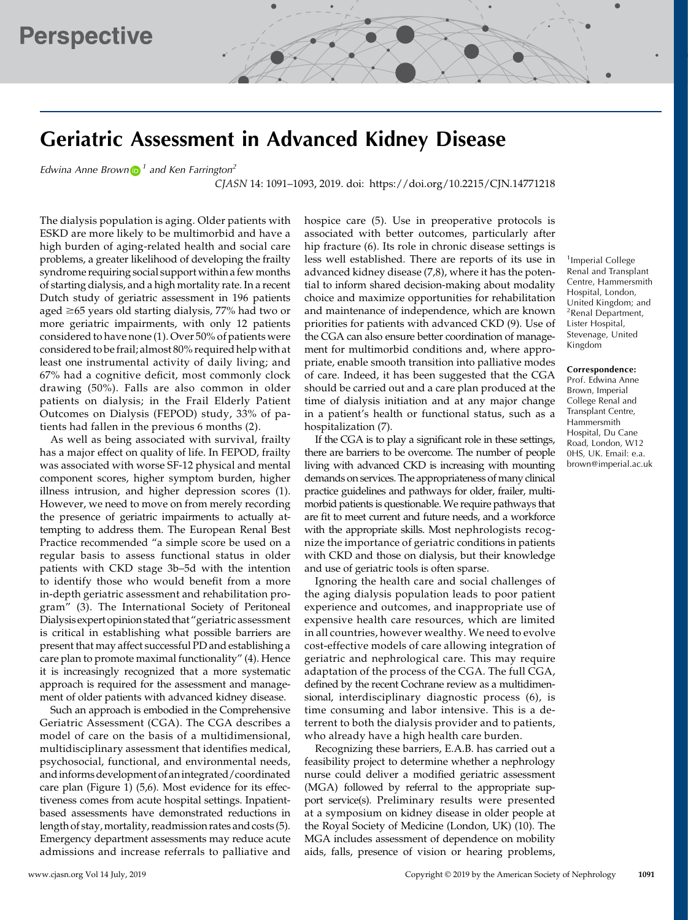Perspective

# Geriatric Assessment in Advanced Kidney Disease

*Edwina Anne Brown*[1] *and Ken Farrington*[2]

*CJASN* 14: 1091–1093, 2019. doi: https://doi.org/10.2215/CJN.14771218

The dialysis population is aging. Older patients with ESKD are more likely to be multimorbid and have a high burden of aging-related health and social care problems, a greater likelihood of developing the frailty syndrome requiring social support within a few months of starting dialysis, and a high mortality rate. In a recent Dutch study of geriatric assessment in 196 patients aged ≥65 years old starting dialysis, 77% had two or more geriatric impairments, with only 12 patients considered to have none (1). Over 50% of patients were considered to be frail; almost 80% required help with at least one instrumental activity of daily living; and 67% had a cognitive deficit, most commonly clock drawing (50%). Falls are also common in older patients on dialysis; in the Frail Elderly Patient Outcomes on Dialysis (FEPOD) study, 33% of patients had fallen in the previous 6 months (2).

As well as being associated with survival, frailty has a major effect on quality of life. In FEPOD, frailty was associated with worse SF-12 physical and mental component scores, higher symptom burden, higher illness intrusion, and higher depression scores (1). However, we need to move on from merely recording the presence of geriatric impairments to actually attempting to address them. The European Renal Best Practice recommended "a simple score be used on a regular basis to assess functional status in older patients with CKD stage 3b–5d with the intention to identify those who would benefit from a more in-depth geriatric assessment and rehabilitation program" (3). The International Society of Peritoneal Dialysis expert opinion stated that "geriatric assessment is critical in establishing what possible barriers are present that may affect successful PD and establishing a care plan to promote maximal functionality" (4). Hence it is increasingly recognized that a more systematic approach is required for the assessment and management of older patients with advanced kidney disease.

Such an approach is embodied in the Comprehensive Geriatric Assessment (CGA). The CGA describes a model of care on the basis of a multidimensional, multidisciplinary assessment that identifies medical, psychosocial, functional, and environmental needs, and informs development of an integrated/coordinated care plan (Figure 1) (5,6). Most evidence for its effectiveness comes from acute hospital settings. Inpatient-based assessments have demonstrated reductions in length of stay, mortality, readmission rates and costs (5). Emergency department assessments may reduce acute admissions and increase referrals to palliative and hospice care (5). Use in preoperative protocols is associated with better outcomes, particularly after hip fracture (6). Its role in chronic disease settings is less well established. There are reports of its use in advanced kidney disease (7,8), where it has the potential to inform shared decision-making about modality choice and maximize opportunities for rehabilitation and maintenance of independence, which are known priorities for patients with advanced CKD (9). Use of the CGA can also ensure better coordination of management for multimorbid conditions and, where appropriate, enable smooth transition into palliative modes of care. Indeed, it has been suggested that the CGA should be carried out and a care plan produced at the time of dialysis initiation and at any major change in a patient's health or functional status, such as a hospitalization (7).

If the CGA is to play a significant role in these settings, there are barriers to be overcome. The number of people living with advanced CKD is increasing with mounting demands on services. The appropriateness of many clinical practice guidelines and pathways for older, frailer, multimorbid patients is questionable. We require pathways that are fit to meet current and future needs, and a workforce with the appropriate skills. Most nephrologists recognize the importance of geriatric conditions in patients with CKD and those on dialysis, but their knowledge and use of geriatric tools is often sparse.

Ignoring the health care and social challenges of the aging dialysis population leads to poor patient experience and outcomes, and inappropriate use of expensive health care resources, which are limited in all countries, however wealthy. We need to evolve cost-effective models of care allowing integration of geriatric and nephrological care. This may require adaptation of the process of the CGA. The full CGA, defined by the recent Cochrane review as a multidimensional, interdisciplinary diagnostic process (6), is time consuming and labor intensive. This is a deterrent to both the dialysis provider and to patients, who already have a high health care burden.

Recognizing these barriers, E.A.B. has carried out a feasibility project to determine whether a nephrology nurse could deliver a modified geriatric assessment (MGA) followed by referral to the appropriate support service(s). Preliminary results were presented at a symposium on kidney disease in older people at the Royal Society of Medicine (London, UK) (10). The MGA includes assessment of dependence on mobility aids, falls, presence of vision or hearing problems,

[1]Imperial College Renal and Transplant Centre, Hammersmith Hospital, London, United Kingdom; and [2]Renal Department, Lister Hospital, Stevenage, United Kingdom

**Correspondence:** Prof. Edwina Anne Brown, Imperial College Renal and Transplant Centre, Hammersmith Hospital, Du Cane Road, London, W12 0HS, UK. Email: e.a.brown@imperial.ac.uk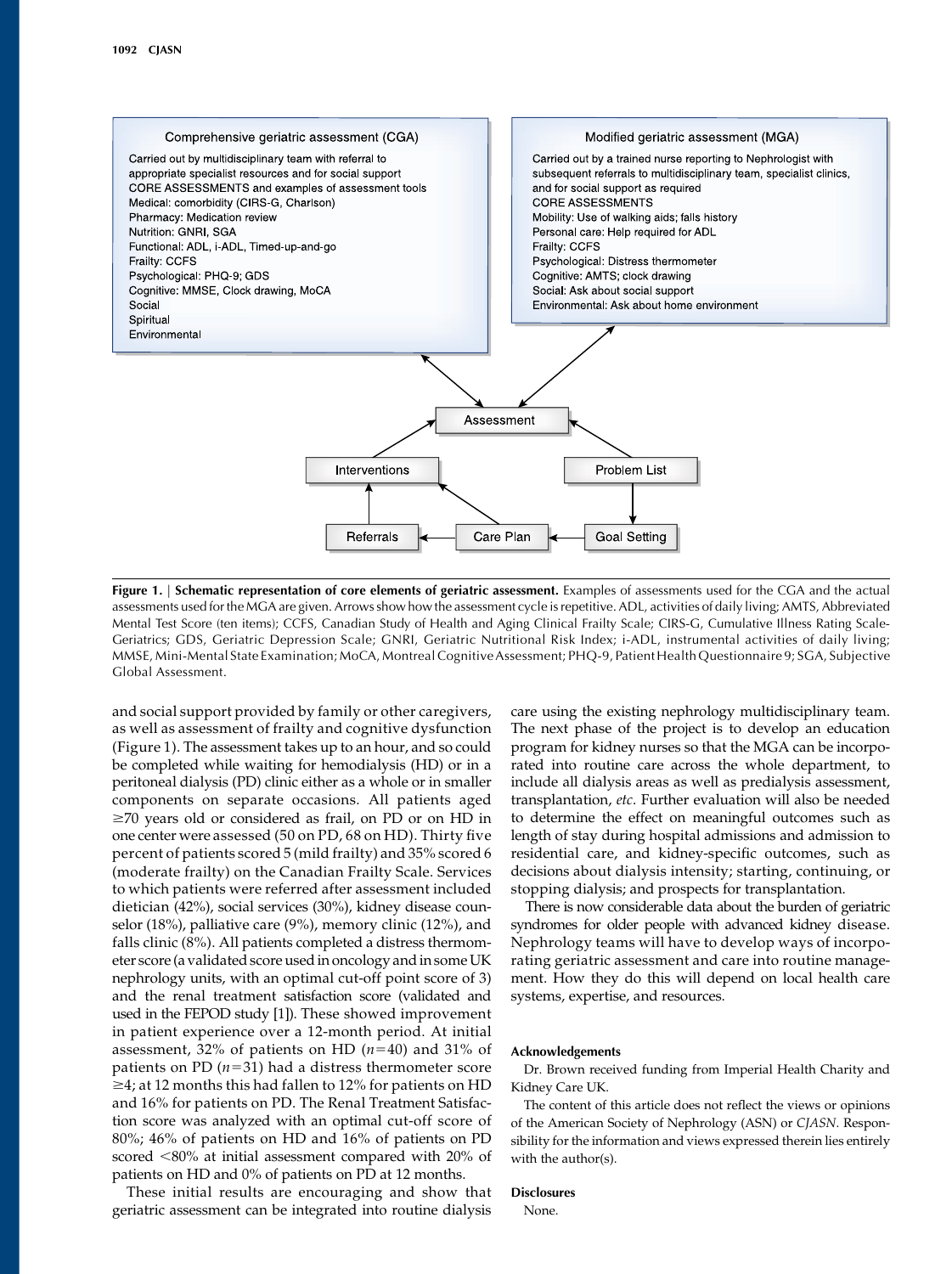Comprehensive geriatric assessment (CGA)

Carried out by multidisciplinary team with referral to appropriate specialist resources and for social support
CORE ASSESSMENTS and examples of assessment tools
Medical: comorbidity (CIRS-G, Charlson)
Pharmacy: Medication review
Nutrition: GNRI, SGA
Functional: ADL, i-ADL, Timed-up-and-go
Frailty: CCFS
Psychological: PHQ-9; GDS
Cognitive: MMSE, Clock drawing, MoCA
Social
Spiritual
Environmental

Modified geriatric assessment (MGA)

Carried out by a trained nurse reporting to Nephrologist with subsequent referrals to multidisciplinary team, specialist clinics, and for social support as required
CORE ASSESSMENTS
Mobility: Use of walking aids; falls history
Personal care: Help required for ADL
Frailty: CCFS
Psychological: Distress thermometer
Cognitive: AMTS; clock drawing
Social: Ask about social support
Environmental: Ask about home environment

Assessment → Problem List → Goal Setting → Care Plan → Referrals / Interventions → Assessment

**Figure 1. | Schematic representation of core elements of geriatric assessment.** Examples of assessments used for the CGA and the actual assessments used for the MGA are given. Arrows show how the assessment cycle is repetitive. ADL, activities of daily living; AMTS, Abbreviated Mental Test Score (ten items); CCFS, Canadian Study of Health and Aging Clinical Frailty Scale; CIRS-G, Cumulative Illness Rating Scale-Geriatrics; GDS, Geriatric Depression Scale; GNRI, Geriatric Nutritional Risk Index; i-ADL, instrumental activities of daily living; MMSE, Mini-Mental State Examination; MoCA, Montreal Cognitive Assessment; PHQ-9, Patient Health Questionnaire 9; SGA, Subjective Global Assessment.

and social support provided by family or other caregivers, as well as assessment of frailty and cognitive dysfunction (Figure 1). The assessment takes up to an hour, and so could be completed while waiting for hemodialysis (HD) or in a peritoneal dialysis (PD) clinic either as a whole or in smaller components on separate occasions. All patients aged ≥70 years old or considered as frail, on PD or on HD in one center were assessed (50 on PD, 68 on HD). Thirty five percent of patients scored 5 (mild frailty) and 35% scored 6 (moderate frailty) on the Canadian Frailty Scale. Services to which patients were referred after assessment included dietician (42%), social services (30%), kidney disease counselor (18%), palliative care (9%), memory clinic (12%), and falls clinic (8%). All patients completed a distress thermometer score (a validated score used in oncology and in some UK nephrology units, with an optimal cut-off point score of 3) and the renal treatment satisfaction score (validated and used in the FEPOD study [1]). These showed improvement in patient experience over a 12-month period. At initial assessment, 32% of patients on HD ($n$=40) and 31% of patients on PD ($n$=31) had a distress thermometer score ≥4; at 12 months this had fallen to 12% for patients on HD and 16% for patients on PD. The Renal Treatment Satisfaction score was analyzed with an optimal cut-off score of 80%; 46% of patients on HD and 16% of patients on PD scored <80% at initial assessment compared with 20% of patients on HD and 0% of patients on PD at 12 months.

These initial results are encouraging and show that geriatric assessment can be integrated into routine dialysis care using the existing nephrology multidisciplinary team. The next phase of the project is to develop an education program for kidney nurses so that the MGA can be incorporated into routine care across the whole department, to include all dialysis areas as well as predialysis assessment, transplantation, *etc*. Further evaluation will also be needed to determine the effect on meaningful outcomes such as length of stay during hospital admissions and admission to residential care, and kidney-specific outcomes, such as decisions about dialysis intensity; starting, continuing, or stopping dialysis; and prospects for transplantation.

There is now considerable data about the burden of geriatric syndromes for older people with advanced kidney disease. Nephrology teams will have to develop ways of incorporating geriatric assessment and care into routine management. How they do this will depend on local health care systems, expertise, and resources.

#### Acknowledgements

Dr. Brown received funding from Imperial Health Charity and Kidney Care UK.

The content of this article does not reflect the views or opinions of the American Society of Nephrology (ASN) or *CJASN*. Responsibility for the information and views expressed therein lies entirely with the author(s).

#### Disclosures

None.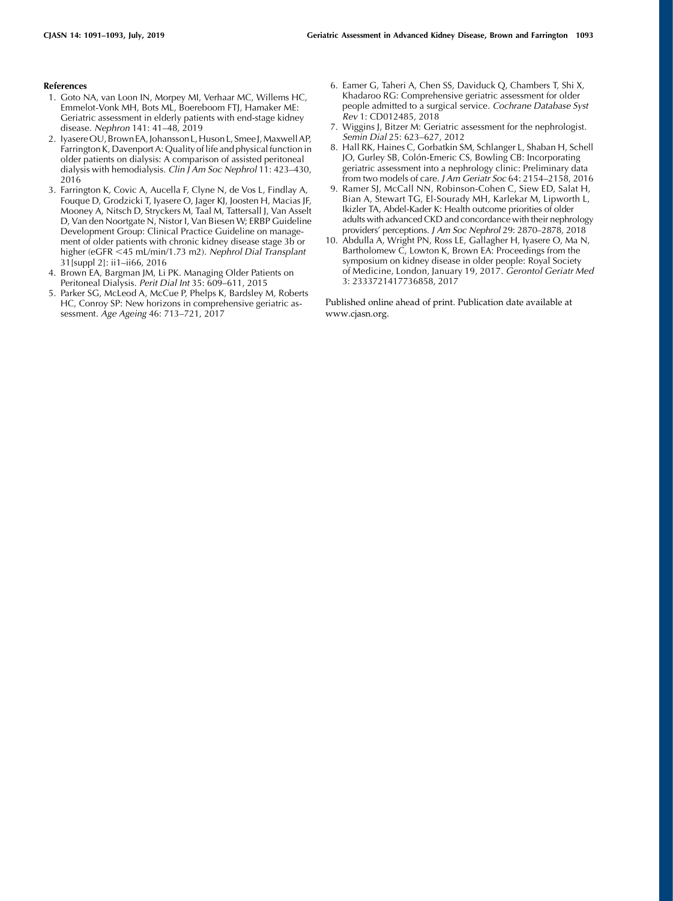**References**

1. Goto NA, van Loon IN, Morpey MI, Verhaar MC, Willems HC, Emmelot-Vonk MH, Bots ML, Boereboom FTJ, Hamaker ME: Geriatric assessment in elderly patients with end-stage kidney disease. *Nephron* 141: 41–48, 2019
2. Iyasere OU, Brown EA, Johansson L, Huson L, Smee J, Maxwell AP, Farrington K, Davenport A: Quality of life and physical function in older patients on dialysis: A comparison of assisted peritoneal dialysis with hemodialysis. *Clin J Am Soc Nephrol* 11: 423–430, 2016
3. Farrington K, Covic A, Aucella F, Clyne N, de Vos L, Findlay A, Fouque D, Grodzicki T, Iyasere O, Jager KJ, Joosten H, Macias JF, Mooney A, Nitsch D, Stryckers M, Taal M, Tattersall J, Van Asselt D, Van den Noortgate N, Nistor I, Van Biesen W; ERBP Guideline Development Group: Clinical Practice Guideline on management of older patients with chronic kidney disease stage 3b or higher (eGFR <45 mL/min/1.73 m2). *Nephrol Dial Transplant* 31[suppl 2]: ii1–ii66, 2016
4. Brown EA, Bargman JM, Li PK. Managing Older Patients on Peritoneal Dialysis. *Perit Dial Int* 35: 609–611, 2015
5. Parker SG, McLeod A, McCue P, Phelps K, Bardsley M, Roberts HC, Conroy SP: New horizons in comprehensive geriatric assessment. *Age Ageing* 46: 713–721, 2017
6. Eamer G, Taheri A, Chen SS, Daviduck Q, Chambers T, Shi X, Khadaroo RG: Comprehensive geriatric assessment for older people admitted to a surgical service. *Cochrane Database Syst Rev* 1: CD012485, 2018
7. Wiggins J, Bitzer M: Geriatric assessment for the nephrologist. *Semin Dial* 25: 623–627, 2012
8. Hall RK, Haines C, Gorbatkin SM, Schlanger L, Shaban H, Schell JO, Gurley SB, Colón-Emeric CS, Bowling CB: Incorporating geriatric assessment into a nephrology clinic: Preliminary data from two models of care. *J Am Geriatr Soc* 64: 2154–2158, 2016
9. Ramer SJ, McCall NN, Robinson-Cohen C, Siew ED, Salat H, Bian A, Stewart TG, El-Sourady MH, Karlekar M, Lipworth L, Ikizler TA, Abdel-Kader K: Health outcome priorities of older adults with advanced CKD and concordance with their nephrology providers' perceptions. *J Am Soc Nephrol* 29: 2870–2878, 2018
10. Abdulla A, Wright PN, Ross LE, Gallagher H, Iyasere O, Ma N, Bartholomew C, Lowton K, Brown EA: Proceedings from the symposium on kidney disease in older people: Royal Society of Medicine, London, January 19, 2017. *Gerontol Geriatr Med* 3: 2333721417736858, 2017

Published online ahead of print. Publication date available at www.cjasn.org.